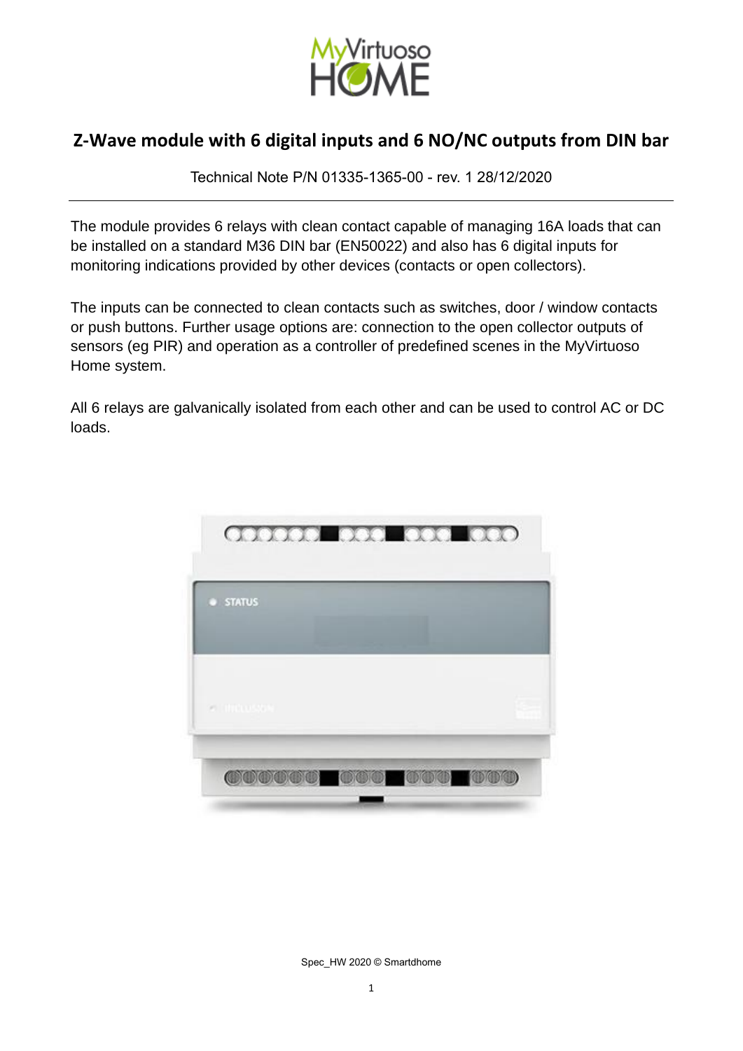# Z-Wave module with 6 digital inputs and 6 NO/NC outputs from DIN bar

Technical Note P/N 01335-1365-00 - rev. 1 28/12/2020

---

The module provides 6 relays with clean contact capable of managing 16A loads that can be installed on a standard M36 DIN bar (EN50022) and also has 6 digital inputs for monitoring indications provided by other devices (contacts or open collectors).

The inputs can be connected to clean contacts such as switches, door / window contacts or push buttons. Further usage options are: connection to the open collector outputs of sensors (eg PIR) and operation as a controller of predefined scenes in the MyVirtuoso Home system.

All 6 relays are galvanically isolated from each other and can be used to control AC or DC loads.

Spec_HW 2020 © Smartdhome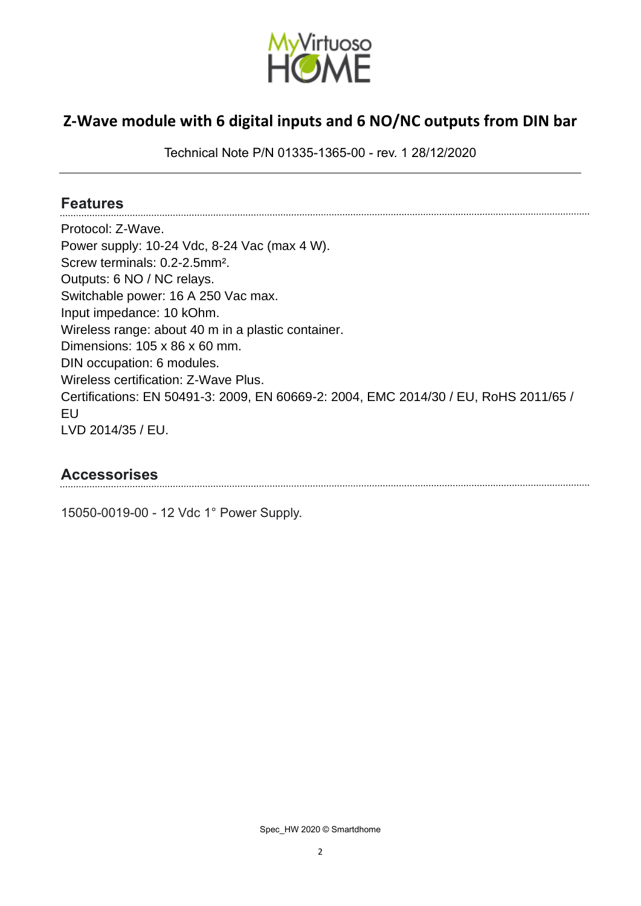# Z-Wave module with 6 digital inputs and 6 NO/NC outputs from DIN bar

Technical Note P/N 01335-1365-00 - rev. 1 28/12/2020

## Features

Protocol: Z-Wave.
Power supply: 10-24 Vdc, 8-24 Vac (max 4 W).
Screw terminals: 0.2-2.5mm².
Outputs: 6 NO / NC relays.
Switchable power: 16 A 250 Vac max.
Input impedance: 10 kOhm.
Wireless range: about 40 m in a plastic container.
Dimensions: 105 x 86 x 60 mm.
DIN occupation: 6 modules.
Wireless certification: Z-Wave Plus.
Certifications: EN 50491-3: 2009, EN 60669-2: 2004, EMC 2014/30 / EU, RoHS 2011/65 / EU
LVD 2014/35 / EU.

## Accessorises

15050-0019-00 - 12 Vdc 1° Power Supply.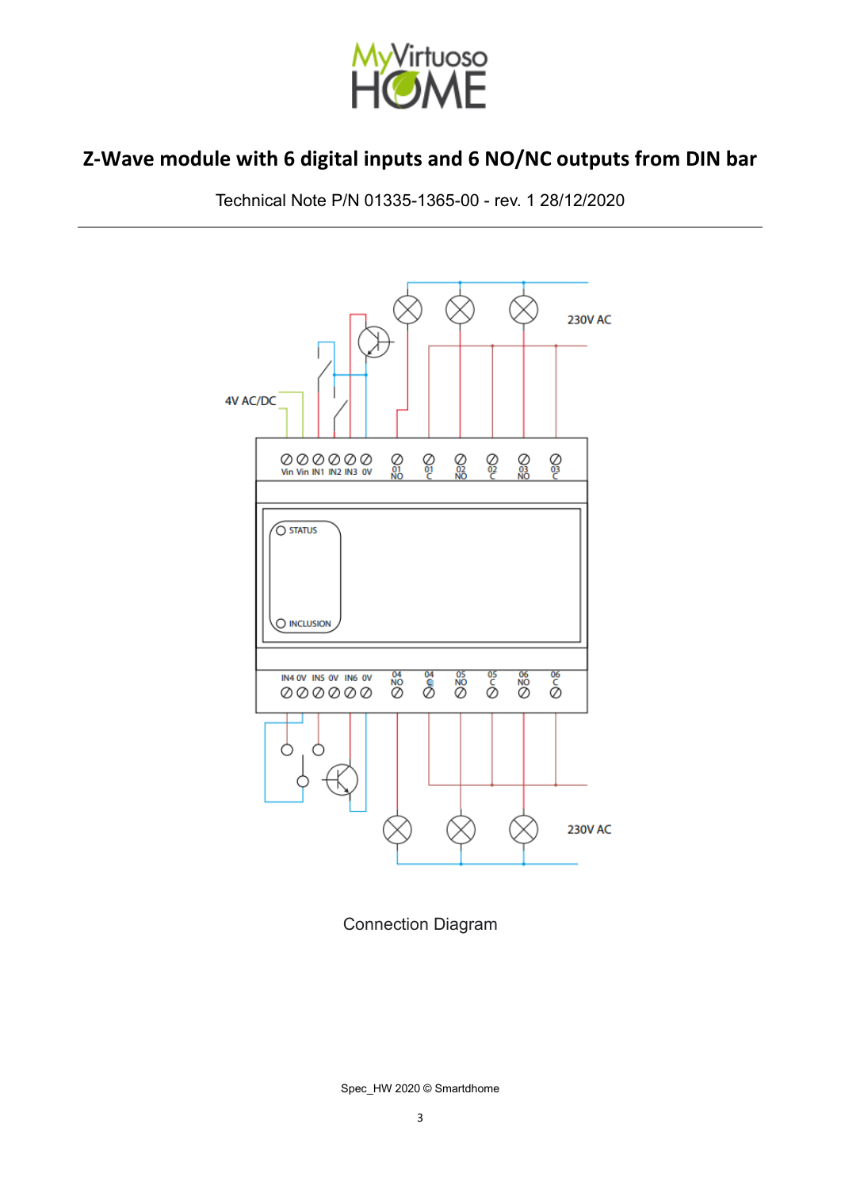# Z-Wave module with 6 digital inputs and 6 NO/NC outputs from DIN bar

Technical Note P/N 01335-1365-00 - rev. 1 28/12/2020

---

Connection Diagram

Spec_HW 2020 © Smartdhome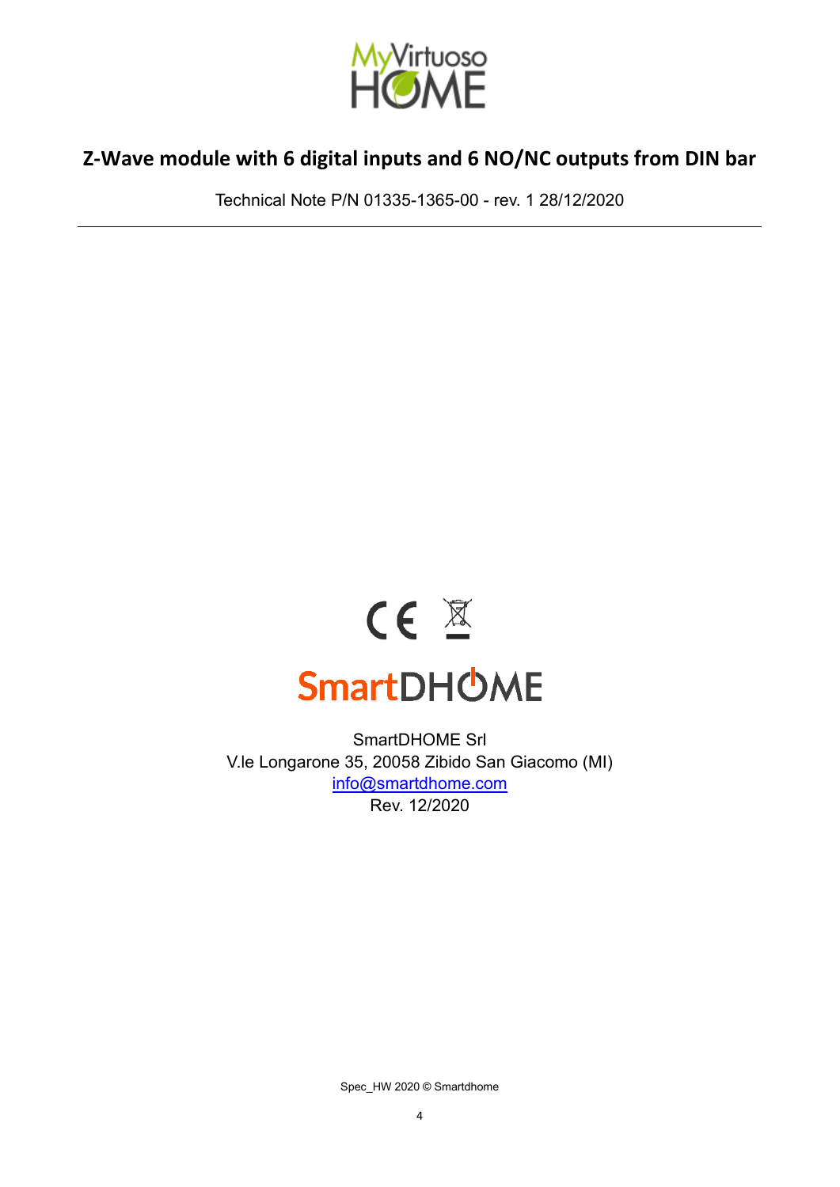MyVirtuoso HOME

## Z-Wave module with 6 digital inputs and 6 NO/NC outputs from DIN bar

Technical Note P/N 01335-1365-00 - rev. 1 28/12/2020

---

SmartDHOME

SmartDHOME Srl
V.le Longarone 35, 20058 Zibido San Giacomo (MI)
info@smartdhome.com
Rev. 12/2020

Spec_HW 2020 © Smartdhome